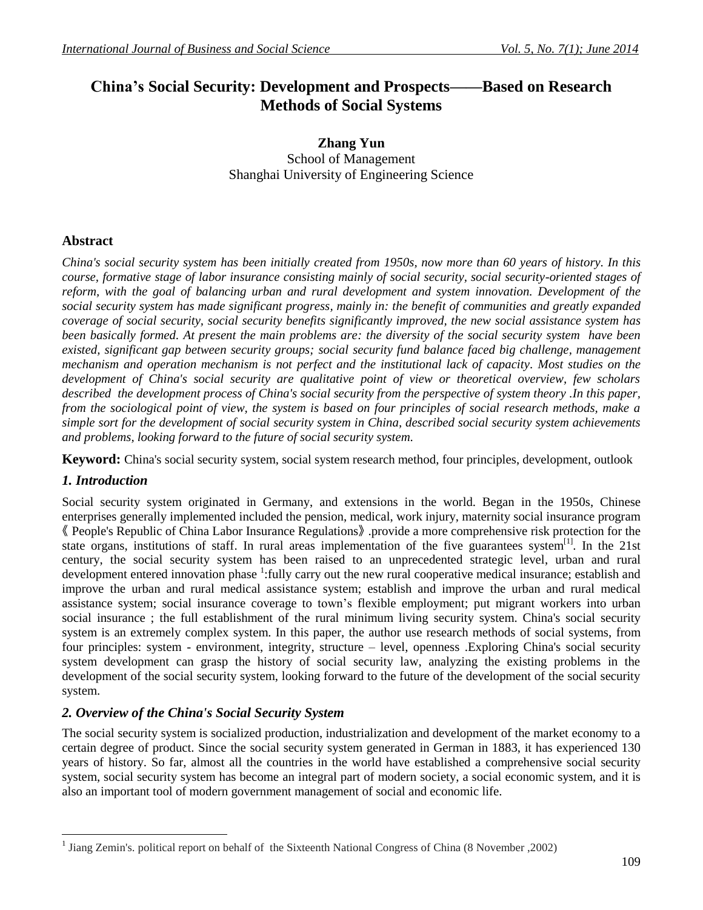# China's Social Security: Development and Prospects——Based on Research Methods of Social Systems

**Zhang Yun**
School of Management
Shanghai University of Engineering Science

## Abstract

*China's social security system has been initially created from 1950s, now more than 60 years of history. In this course, formative stage of labor insurance consisting mainly of social security, social security-oriented stages of reform, with the goal of balancing urban and rural development and system innovation. Development of the social security system has made significant progress, mainly in: the benefit of communities and greatly expanded coverage of social security, social security benefits significantly improved, the new social assistance system has been basically formed. At present the main problems are: the diversity of the social security system have been existed, significant gap between security groups; social security fund balance faced big challenge, management mechanism and operation mechanism is not perfect and the institutional lack of capacity. Most studies on the development of China's social security are qualitative point of view or theoretical overview, few scholars described the development process of China's social security from the perspective of system theory .In this paper, from the sociological point of view, the system is based on four principles of social research methods, make a simple sort for the development of social security system in China, described social security system achievements and problems, looking forward to the future of social security system.*

**Keyword:** China's social security system, social system research method, four principles, development, outlook

## *1. Introduction*

Social security system originated in Germany, and extensions in the world. Began in the 1950s, Chinese enterprises generally implemented included the pension, medical, work injury, maternity social insurance program 《People's Republic of China Labor Insurance Regulations》.provide a more comprehensive risk protection for the state organs, institutions of staff. In rural areas implementation of the five guarantees system[1]. In the 21st century, the social security system has been raised to an unprecedented strategic level, urban and rural development entered innovation phase [1]:fully carry out the new rural cooperative medical insurance; establish and improve the urban and rural medical assistance system; establish and improve the urban and rural medical assistance system; social insurance coverage to town's flexible employment; put migrant workers into urban social insurance ; the full establishment of the rural minimum living security system. China's social security system is an extremely complex system. In this paper, the author use research methods of social systems, from four principles: system - environment, integrity, structure – level, openness .Exploring China's social security system development can grasp the history of social security law, analyzing the existing problems in the development of the social security system, looking forward to the future of the development of the social security system.

## *2. Overview of the China's Social Security System*

The social security system is socialized production, industrialization and development of the market economy to a certain degree of product. Since the social security system generated in German in 1883, it has experienced 130 years of history. So far, almost all the countries in the world have established a comprehensive social security system, social security system has become an integral part of modern society, a social economic system, and it is also an important tool of modern government management of social and economic life.

---

[1] Jiang Zemin's. political report on behalf of the Sixteenth National Congress of China (8 November ,2002)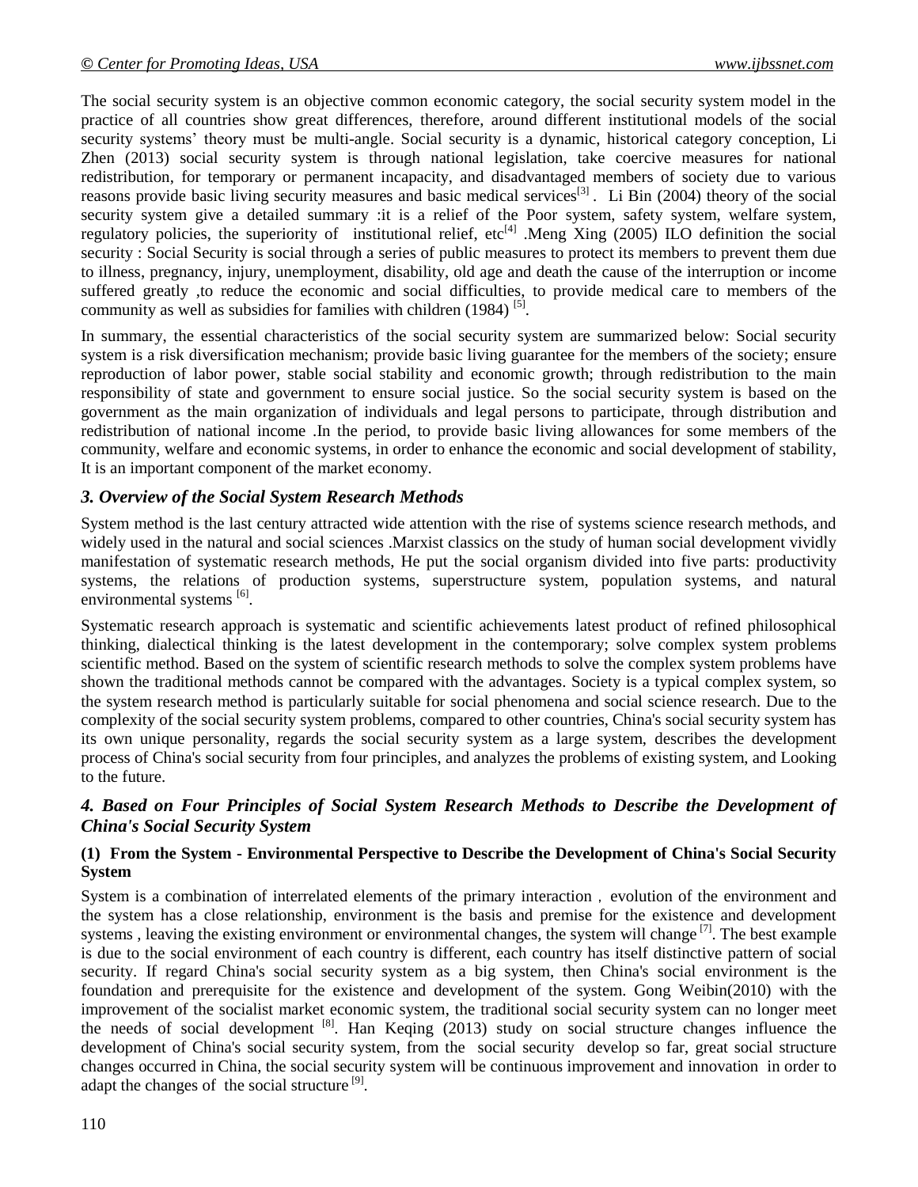The social security system is an objective common economic category, the social security system model in the practice of all countries show great differences, therefore, around different institutional models of the social security systems' theory must be multi-angle. Social security is a dynamic, historical category conception, Li Zhen (2013) social security system is through national legislation, take coercive measures for national redistribution, for temporary or permanent incapacity, and disadvantaged members of society due to various reasons provide basic living security measures and basic medical services[3] . Li Bin (2004) theory of the social security system give a detailed summary :it is a relief of the Poor system, safety system, welfare system, regulatory policies, the superiority of institutional relief, etc[4] .Meng Xing (2005) ILO definition the social security : Social Security is social through a series of public measures to protect its members to prevent them due to illness, pregnancy, injury, unemployment, disability, old age and death the cause of the interruption or income suffered greatly ,to reduce the economic and social difficulties, to provide medical care to members of the community as well as subsidies for families with children (1984) [5].

In summary, the essential characteristics of the social security system are summarized below: Social security system is a risk diversification mechanism; provide basic living guarantee for the members of the society; ensure reproduction of labor power, stable social stability and economic growth; through redistribution to the main responsibility of state and government to ensure social justice. So the social security system is based on the government as the main organization of individuals and legal persons to participate, through distribution and redistribution of national income .In the period, to provide basic living allowances for some members of the community, welfare and economic systems, in order to enhance the economic and social development of stability, It is an important component of the market economy.

### *3. Overview of the Social System Research Methods*

System method is the last century attracted wide attention with the rise of systems science research methods, and widely used in the natural and social sciences .Marxist classics on the study of human social development vividly manifestation of systematic research methods, He put the social organism divided into five parts: productivity systems, the relations of production systems, superstructure system, population systems, and natural environmental systems [6].

Systematic research approach is systematic and scientific achievements latest product of refined philosophical thinking, dialectical thinking is the latest development in the contemporary; solve complex system problems scientific method. Based on the system of scientific research methods to solve the complex system problems have shown the traditional methods cannot be compared with the advantages. Society is a typical complex system, so the system research method is particularly suitable for social phenomena and social science research. Due to the complexity of the social security system problems, compared to other countries, China's social security system has its own unique personality, regards the social security system as a large system, describes the development process of China's social security from four principles, and analyzes the problems of existing system, and Looking to the future.

### *4. Based on Four Principles of Social System Research Methods to Describe the Development of China's Social Security System*

**(1) From the System - Environmental Perspective to Describe the Development of China's Social Security System**

System is a combination of interrelated elements of the primary interaction， evolution of the environment and the system has a close relationship, environment is the basis and premise for the existence and development systems , leaving the existing environment or environmental changes, the system will change [7]. The best example is due to the social environment of each country is different, each country has itself distinctive pattern of social security. If regard China's social security system as a big system, then China's social environment is the foundation and prerequisite for the existence and development of the system. Gong Weibin(2010) with the improvement of the socialist market economic system, the traditional social security system can no longer meet the needs of social development [8]. Han Keqing (2013) study on social structure changes influence the development of China's social security system, from the social security develop so far, great social structure changes occurred in China, the social security system will be continuous improvement and innovation in order to adapt the changes of the social structure [9].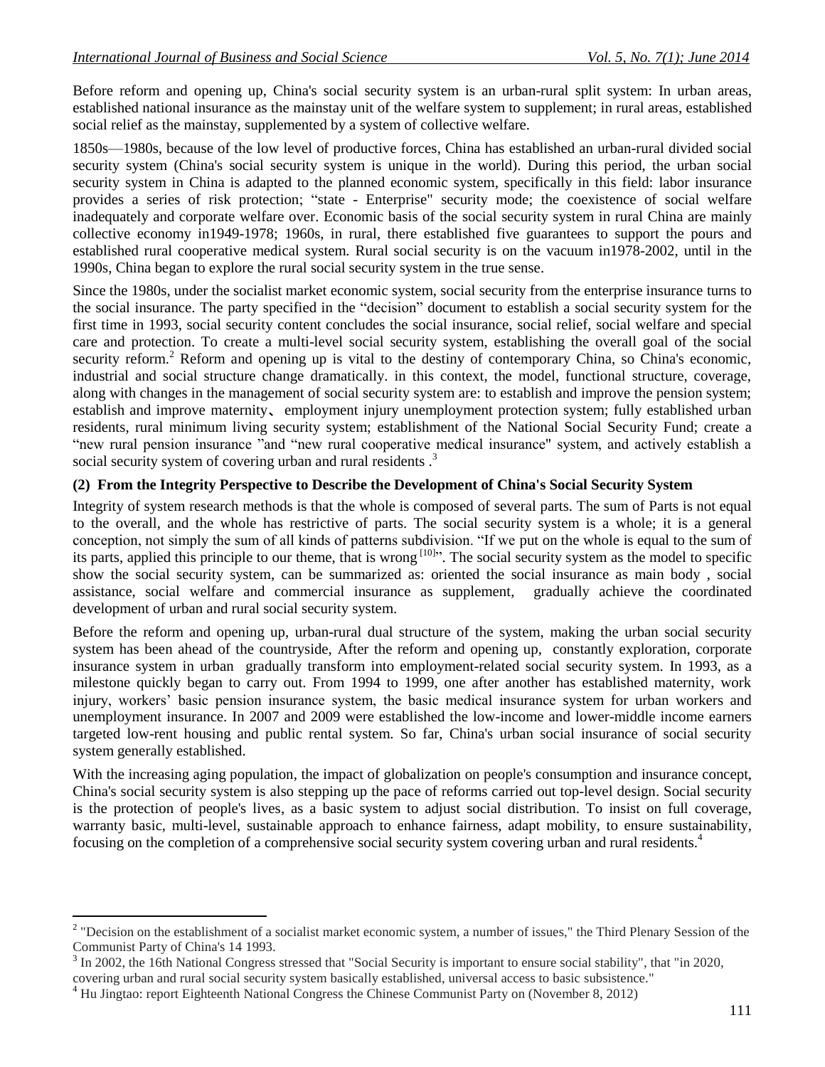Before reform and opening up, China's social security system is an urban-rural split system: In urban areas, established national insurance as the mainstay unit of the welfare system to supplement; in rural areas, established social relief as the mainstay, supplemented by a system of collective welfare.

1850s—1980s, because of the low level of productive forces, China has established an urban-rural divided social security system (China's social security system is unique in the world). During this period, the urban social security system in China is adapted to the planned economic system, specifically in this field: labor insurance provides a series of risk protection; "state - Enterprise" security mode; the coexistence of social welfare inadequately and corporate welfare over. Economic basis of the social security system in rural China are mainly collective economy in1949-1978; 1960s, in rural, there established five guarantees to support the pours and established rural cooperative medical system. Rural social security is on the vacuum in1978-2002, until in the 1990s, China began to explore the rural social security system in the true sense.

Since the 1980s, under the socialist market economic system, social security from the enterprise insurance turns to the social insurance. The party specified in the "decision" document to establish a social security system for the first time in 1993, social security content concludes the social insurance, social relief, social welfare and special care and protection. To create a multi-level social security system, establishing the overall goal of the social security reform.[2] Reform and opening up is vital to the destiny of contemporary China, so China's economic, industrial and social structure change dramatically. in this context, the model, functional structure, coverage, along with changes in the management of social security system are: to establish and improve the pension system; establish and improve maternity、 employment injury unemployment protection system; fully established urban residents, rural minimum living security system; establishment of the National Social Security Fund; create a "new rural pension insurance "and "new rural cooperative medical insurance" system, and actively establish a social security system of covering urban and rural residents .[3]

**(2) From the Integrity Perspective to Describe the Development of China's Social Security System**

Integrity of system research methods is that the whole is composed of several parts. The sum of Parts is not equal to the overall, and the whole has restrictive of parts. The social security system is a whole; it is a general conception, not simply the sum of all kinds of patterns subdivision. "If we put on the whole is equal to the sum of its parts, applied this principle to our theme, that is wrong [10]". The social security system as the model to specific show the social security system, can be summarized as: oriented the social insurance as main body , social assistance, social welfare and commercial insurance as supplement, gradually achieve the coordinated development of urban and rural social security system.

Before the reform and opening up, urban-rural dual structure of the system, making the urban social security system has been ahead of the countryside, After the reform and opening up, constantly exploration, corporate insurance system in urban gradually transform into employment-related social security system. In 1993, as a milestone quickly began to carry out. From 1994 to 1999, one after another has established maternity, work injury, workers' basic pension insurance system, the basic medical insurance system for urban workers and unemployment insurance. In 2007 and 2009 were established the low-income and lower-middle income earners targeted low-rent housing and public rental system. So far, China's urban social insurance of social security system generally established.

With the increasing aging population, the impact of globalization on people's consumption and insurance concept, China's social security system is also stepping up the pace of reforms carried out top-level design. Social security is the protection of people's lives, as a basic system to adjust social distribution. To insist on full coverage, warranty basic, multi-level, sustainable approach to enhance fairness, adapt mobility, to ensure sustainability, focusing on the completion of a comprehensive social security system covering urban and rural residents.[4]

---

[2] "Decision on the establishment of a socialist market economic system, a number of issues," the Third Plenary Session of the Communist Party of China's 14 1993.

[3] In 2002, the 16th National Congress stressed that "Social Security is important to ensure social stability", that "in 2020, covering urban and rural social security system basically established, universal access to basic subsistence."

[4] Hu Jingtao: report Eighteenth National Congress the Chinese Communist Party on (November 8, 2012)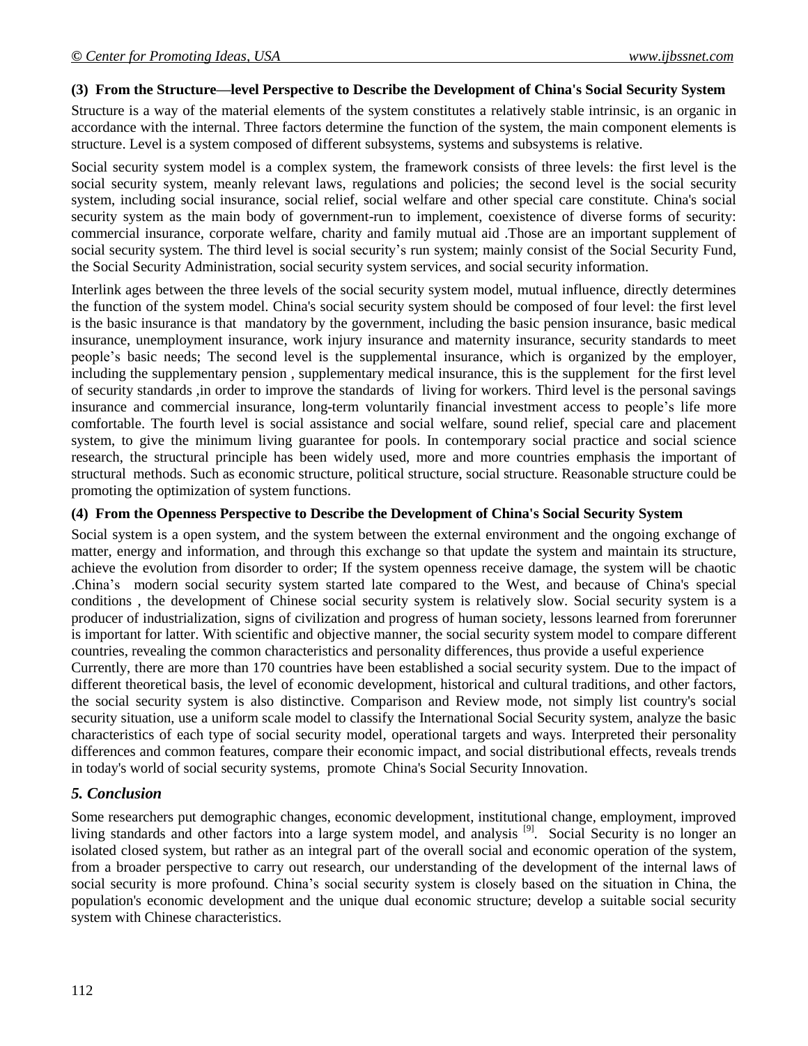**(3) From the Structure—level Perspective to Describe the Development of China's Social Security System**

Structure is a way of the material elements of the system constitutes a relatively stable intrinsic, is an organic in accordance with the internal. Three factors determine the function of the system, the main component elements is structure. Level is a system composed of different subsystems, systems and subsystems is relative.

Social security system model is a complex system, the framework consists of three levels: the first level is the social security system, meanly relevant laws, regulations and policies; the second level is the social security system, including social insurance, social relief, social welfare and other special care constitute. China's social security system as the main body of government-run to implement, coexistence of diverse forms of security: commercial insurance, corporate welfare, charity and family mutual aid .Those are an important supplement of social security system. The third level is social security's run system; mainly consist of the Social Security Fund, the Social Security Administration, social security system services, and social security information.

Interlink ages between the three levels of the social security system model, mutual influence, directly determines the function of the system model. China's social security system should be composed of four level: the first level is the basic insurance is that mandatory by the government, including the basic pension insurance, basic medical insurance, unemployment insurance, work injury insurance and maternity insurance, security standards to meet people's basic needs; The second level is the supplemental insurance, which is organized by the employer, including the supplementary pension , supplementary medical insurance, this is the supplement for the first level of security standards ,in order to improve the standards of living for workers. Third level is the personal savings insurance and commercial insurance, long-term voluntarily financial investment access to people's life more comfortable. The fourth level is social assistance and social welfare, sound relief, special care and placement system, to give the minimum living guarantee for pools. In contemporary social practice and social science research, the structural principle has been widely used, more and more countries emphasis the important of structural methods. Such as economic structure, political structure, social structure. Reasonable structure could be promoting the optimization of system functions.

**(4) From the Openness Perspective to Describe the Development of China's Social Security System**

Social system is a open system, and the system between the external environment and the ongoing exchange of matter, energy and information, and through this exchange so that update the system and maintain its structure, achieve the evolution from disorder to order; If the system openness receive damage, the system will be chaotic .China's modern social security system started late compared to the West, and because of China's special conditions , the development of Chinese social security system is relatively slow. Social security system is a producer of industrialization, signs of civilization and progress of human society, lessons learned from forerunner is important for latter. With scientific and objective manner, the social security system model to compare different countries, revealing the common characteristics and personality differences, thus provide a useful experience

Currently, there are more than 170 countries have been established a social security system. Due to the impact of different theoretical basis, the level of economic development, historical and cultural traditions, and other factors, the social security system is also distinctive. Comparison and Review mode, not simply list country's social security situation, use a uniform scale model to classify the International Social Security system, analyze the basic characteristics of each type of social security model, operational targets and ways. Interpreted their personality differences and common features, compare their economic impact, and social distributional effects, reveals trends in today's world of social security systems, promote China's Social Security Innovation.

## *5. Conclusion*

Some researchers put demographic changes, economic development, institutional change, employment, improved living standards and other factors into a large system model, and analysis [9]. Social Security is no longer an isolated closed system, but rather as an integral part of the overall social and economic operation of the system, from a broader perspective to carry out research, our understanding of the development of the internal laws of social security is more profound. China's social security system is closely based on the situation in China, the population's economic development and the unique dual economic structure; develop a suitable social security system with Chinese characteristics.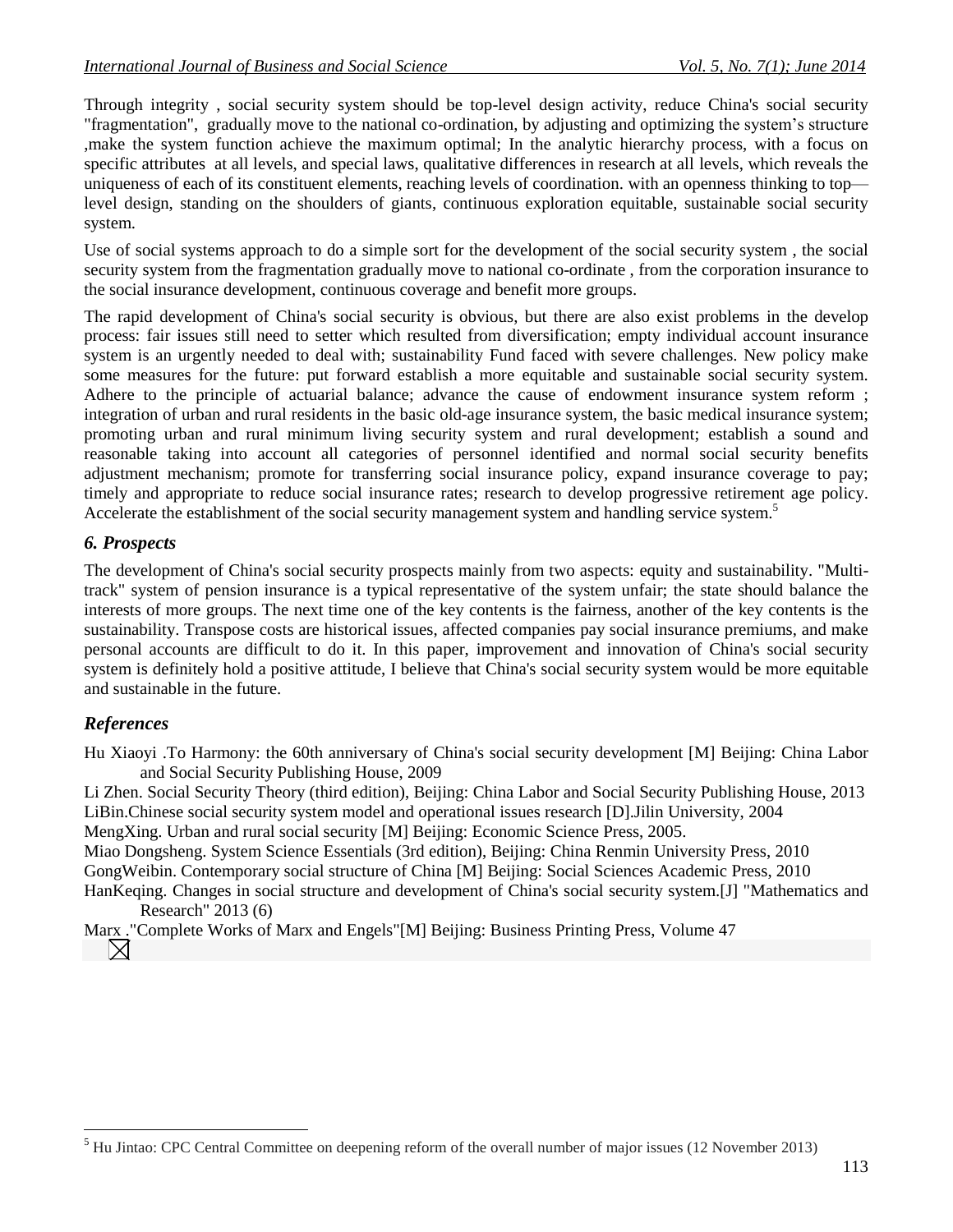Through integrity , social security system should be top-level design activity, reduce China's social security "fragmentation", gradually move to the national co-ordination, by adjusting and optimizing the system's structure ,make the system function achieve the maximum optimal; In the analytic hierarchy process, with a focus on specific attributes at all levels, and special laws, qualitative differences in research at all levels, which reveals the uniqueness of each of its constituent elements, reaching levels of coordination. with an openness thinking to top—level design, standing on the shoulders of giants, continuous exploration equitable, sustainable social security system.

Use of social systems approach to do a simple sort for the development of the social security system , the social security system from the fragmentation gradually move to national co-ordinate , from the corporation insurance to the social insurance development, continuous coverage and benefit more groups.

The rapid development of China's social security is obvious, but there are also exist problems in the develop process: fair issues still need to setter which resulted from diversification; empty individual account insurance system is an urgently needed to deal with; sustainability Fund faced with severe challenges. New policy make some measures for the future: put forward establish a more equitable and sustainable social security system. Adhere to the principle of actuarial balance; advance the cause of endowment insurance system reform ; integration of urban and rural residents in the basic old-age insurance system, the basic medical insurance system; promoting urban and rural minimum living security system and rural development; establish a sound and reasonable taking into account all categories of personnel identified and normal social security benefits adjustment mechanism; promote for transferring social insurance policy, expand insurance coverage to pay; timely and appropriate to reduce social insurance rates; research to develop progressive retirement age policy. Accelerate the establishment of the social security management system and handling service system.[5]

### *6. Prospects*

The development of China's social security prospects mainly from two aspects: equity and sustainability. "Multi-track" system of pension insurance is a typical representative of the system unfair; the state should balance the interests of more groups. The next time one of the key contents is the fairness, another of the key contents is the sustainability. Transpose costs are historical issues, affected companies pay social insurance premiums, and make personal accounts are difficult to do it. In this paper, improvement and innovation of China's social security system is definitely hold a positive attitude, I believe that China's social security system would be more equitable and sustainable in the future.

## *References*

Hu Xiaoyi .To Harmony: the 60th anniversary of China's social security development [M] Beijing: China Labor and Social Security Publishing House, 2009

Li Zhen. Social Security Theory (third edition), Beijing: China Labor and Social Security Publishing House, 2013

LiBin.Chinese social security system model and operational issues research [D].Jilin University, 2004

MengXing. Urban and rural social security [M] Beijing: Economic Science Press, 2005.

Miao Dongsheng. System Science Essentials (3rd edition), Beijing: China Renmin University Press, 2010

GongWeibin. Contemporary social structure of China [M] Beijing: Social Sciences Academic Press, 2010

HanKeqing. Changes in social structure and development of China's social security system.[J] "Mathematics and Research" 2013 (6)

Marx ."Complete Works of Marx and Engels"[M] Beijing: Business Printing Press, Volume 47

---

[5] Hu Jintao: CPC Central Committee on deepening reform of the overall number of major issues (12 November 2013)